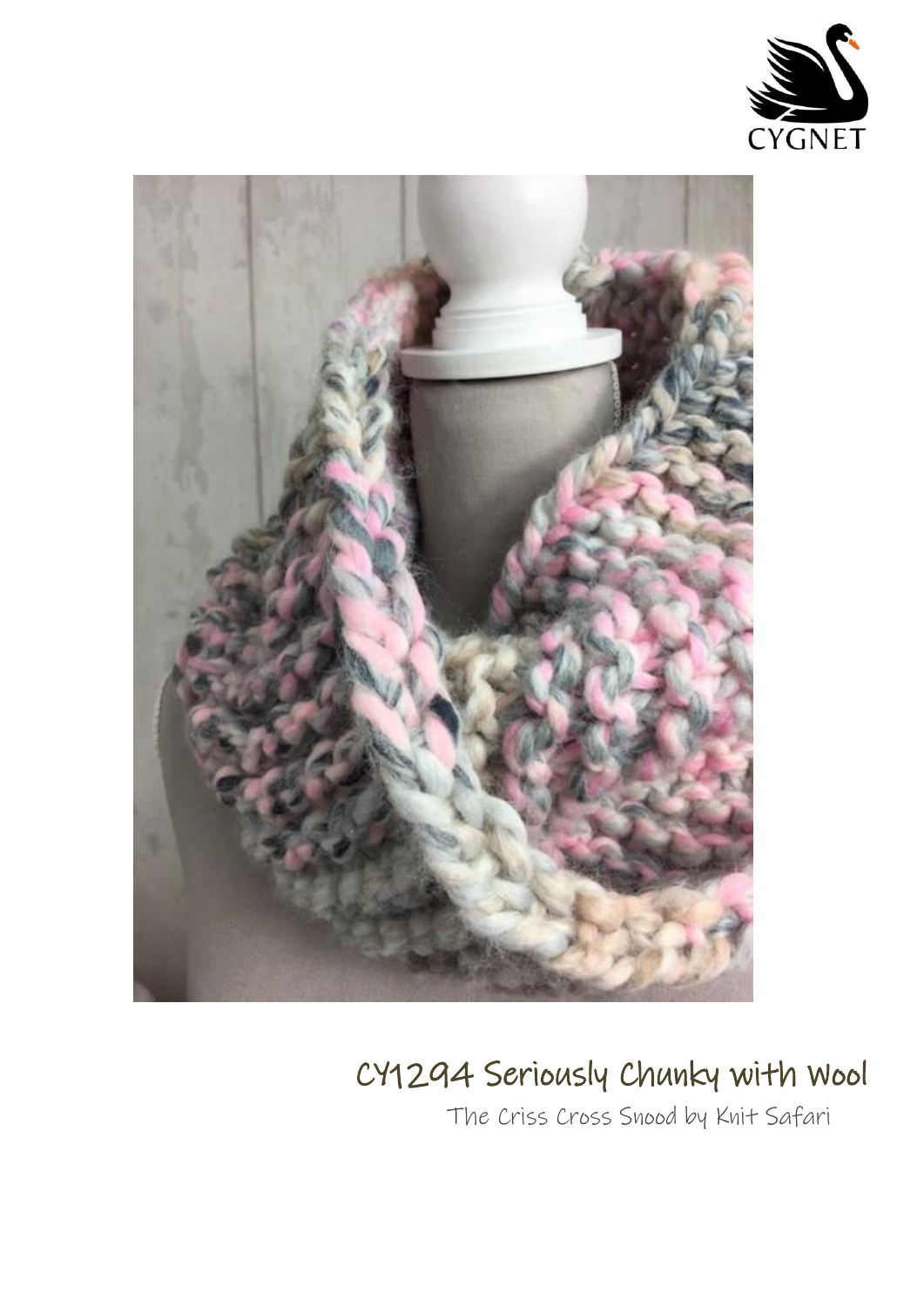CYGNET

# CY1294 Seriously Chunky with Wool

The Criss Cross Snood by Knit Safari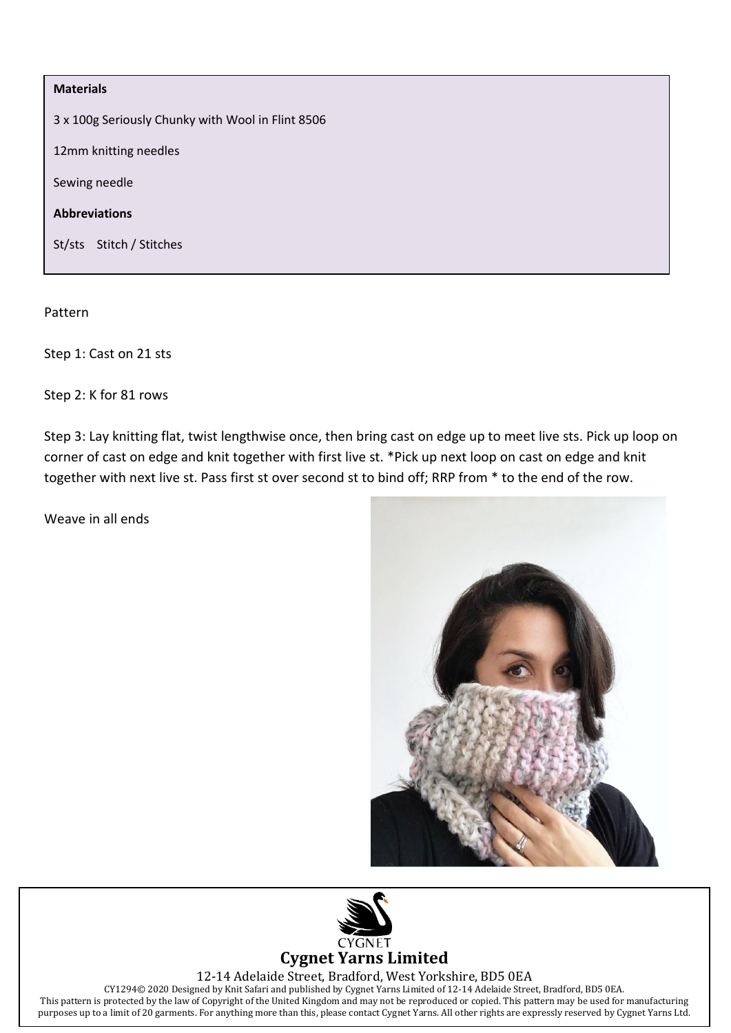**Materials**

3 x 100g Seriously Chunky with Wool in Flint 8506

12mm knitting needles

Sewing needle

**Abbreviations**

St/sts    Stitch / Stitches

Pattern

Step 1: Cast on 21 sts

Step 2: K for 81 rows

Step 3: Lay knitting flat, twist lengthwise once, then bring cast on edge up to meet live sts. Pick up loop on corner of cast on edge and knit together with first live st. *Pick up next loop on cast on edge and knit together with next live st. Pass first st over second st to bind off; RRP from * to the end of the row.

Weave in all ends

CYGNET

**Cygnet Yarns Limited**

12-14 Adelaide Street, Bradford, West Yorkshire, BD5 0EA

CY1294© 2020 Designed by Knit Safari and published by Cygnet Yarns Limited of 12-14 Adelaide Street, Bradford, BD5 0EA.
This pattern is protected by the law of Copyright of the United Kingdom and may not be reproduced or copied. This pattern may be used for manufacturing purposes up to a limit of 20 garments. For anything more than this, please contact Cygnet Yarns. All other rights are expressly reserved by Cygnet Yarns Ltd.